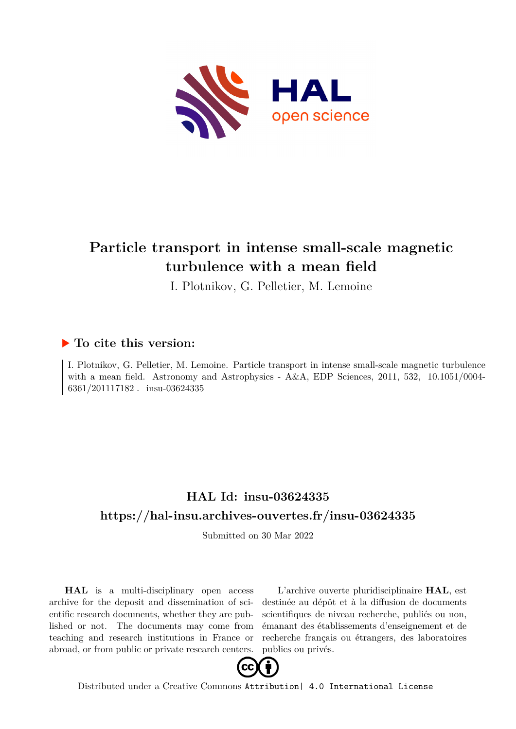# Particle transport in intense small-scale magnetic turbulence with a mean field

I. Plotnikov, G. Pelletier, M. Lemoine

## ▶ To cite this version:

I. Plotnikov, G. Pelletier, M. Lemoine. Particle transport in intense small-scale magnetic turbulence with a mean field. Astronomy and Astrophysics - A&A, EDP Sciences, 2011, 532, 10.1051/0004-6361/201117182 . insu-03624335

## HAL Id: insu-03624335

## https://hal-insu.archives-ouvertes.fr/insu-03624335

Submitted on 30 Mar 2022

**HAL** is a multi-disciplinary open access archive for the deposit and dissemination of scientific research documents, whether they are published or not. The documents may come from teaching and research institutions in France or abroad, or from public or private research centers.

L'archive ouverte pluridisciplinaire **HAL**, est destinée au dépôt et à la diffusion de documents scientifiques de niveau recherche, publiés ou non, émanant des établissements d'enseignement et de recherche français ou étrangers, des laboratoires publics ou privés.

Distributed under a Creative Commons Attribution| 4.0 International License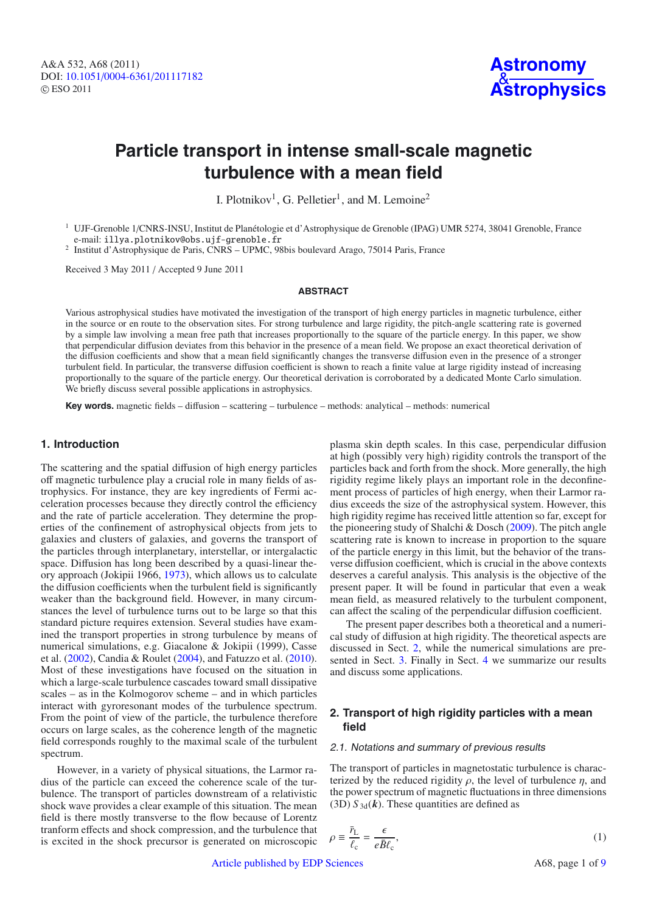# Particle transport in intense small-scale magnetic turbulence with a mean field

I. Plotnikov[1], G. Pelletier[1], and M. Lemoine[2]

[1] UJF-Grenoble 1/CNRS-INSU, Institut de Planétologie et d'Astrophysique de Grenoble (IPAG) UMR 5274, 38041 Grenoble, France
e-mail: illya.plotnikov@obs.ujf-grenoble.fr

[2] Institut d'Astrophysique de Paris, CNRS – UPMC, 98bis boulevard Arago, 75014 Paris, France

Received 3 May 2011 / Accepted 9 June 2011

## ABSTRACT

Various astrophysical studies have motivated the investigation of the transport of high energy particles in magnetic turbulence, either in the source or en route to the observation sites. For strong turbulence and large rigidity, the pitch-angle scattering rate is governed by a simple law involving a mean free path that increases proportionally to the square of the particle energy. In this paper, we show that perpendicular diffusion deviates from this behavior in the presence of a mean field. We propose an exact theoretical derivation of the diffusion coefficients and show that a mean field significantly changes the transverse diffusion even in the presence of a stronger turbulent field. In particular, the transverse diffusion coefficient is shown to reach a finite value at large rigidity instead of increasing proportionally to the square of the particle energy. Our theoretical derivation is corroborated by a dedicated Monte Carlo simulation. We briefly discuss several possible applications in astrophysics.

**Key words.** magnetic fields – diffusion – scattering – turbulence – methods: analytical – methods: numerical

## 1. Introduction

The scattering and the spatial diffusion of high energy particles off magnetic turbulence play a crucial role in many fields of astrophysics. For instance, they are key ingredients of Fermi acceleration processes because they directly control the efficiency and the rate of particle acceleration. They determine the properties of the confinement of astrophysical objects from jets to galaxies and clusters of galaxies, and governs the transport of the particles through interplanetary, interstellar, or intergalactic space. Diffusion has long been described by a quasi-linear theory approach (Jokipii 1966, 1973), which allows us to calculate the diffusion coefficients when the turbulent field is significantly weaker than the background field. However, in many circumstances the level of turbulence turns out to be large so that this standard picture requires extension. Several studies have examined the transport properties in strong turbulence by means of numerical simulations, e.g. Giacalone & Jokipii (1999), Casse et al. (2002), Candia & Roulet (2004), and Fatuzzo et al. (2010). Most of these investigations have focused on the situation in which a large-scale turbulence cascades toward small dissipative scales – as in the Kolmogorov scheme – and in which particles interact with gyroresonant modes of the turbulence spectrum. From the point of view of the particle, the turbulence therefore occurs on large scales, as the coherence length of the magnetic field corresponds roughly to the maximal scale of the turbulent spectrum.

However, in a variety of physical situations, the Larmor radius of the particle can exceed the coherence scale of the turbulence. The transport of particles downstream of a relativistic shock wave provides a clear example of this situation. The mean field is there mostly transverse to the flow because of Lorentz tranform effects and shock compression, and the turbulence that is excited in the shock precursor is generated on microscopic plasma skin depth scales. In this case, perpendicular diffusion at high (possibly very high) rigidity controls the transport of the particles back and forth from the shock. More generally, the high rigidity regime likely plays an important role in the deconfinement process of particles of high energy, when their Larmor radius exceeds the size of the astrophysical system. However, this high rigidity regime has received little attention so far, except for the pioneering study of Shalchi & Dosch (2009). The pitch angle scattering rate is known to increase in proportion to the square of the particle energy in this limit, but the behavior of the transverse diffusion coefficient, which is crucial in the above contexts deserves a careful analysis. This analysis is the objective of the present paper. It will be found in particular that even a weak mean field, as measured relatively to the turbulent component, can affect the scaling of the perpendicular diffusion coefficient.

The present paper describes both a theoretical and a numerical study of diffusion at high rigidity. The theoretical aspects are discussed in Sect. 2, while the numerical simulations are presented in Sect. 3. Finally in Sect. 4 we summarize our results and discuss some applications.

## 2. Transport of high rigidity particles with a mean field

### 2.1. Notations and summary of previous results

The transport of particles in magnetostatic turbulence is characterized by the reduced rigidity $\rho$, the level of turbulence $\eta$, and the power spectrum of magnetic fluctuations in three dimensions (3D) $S_{3d}(\boldsymbol{k})$. These quantities are defined as

$$\rho \equiv \frac{\bar{r}_L}{\ell_c} = \frac{\epsilon}{e\bar{B}\ell_c}, \tag{1}$$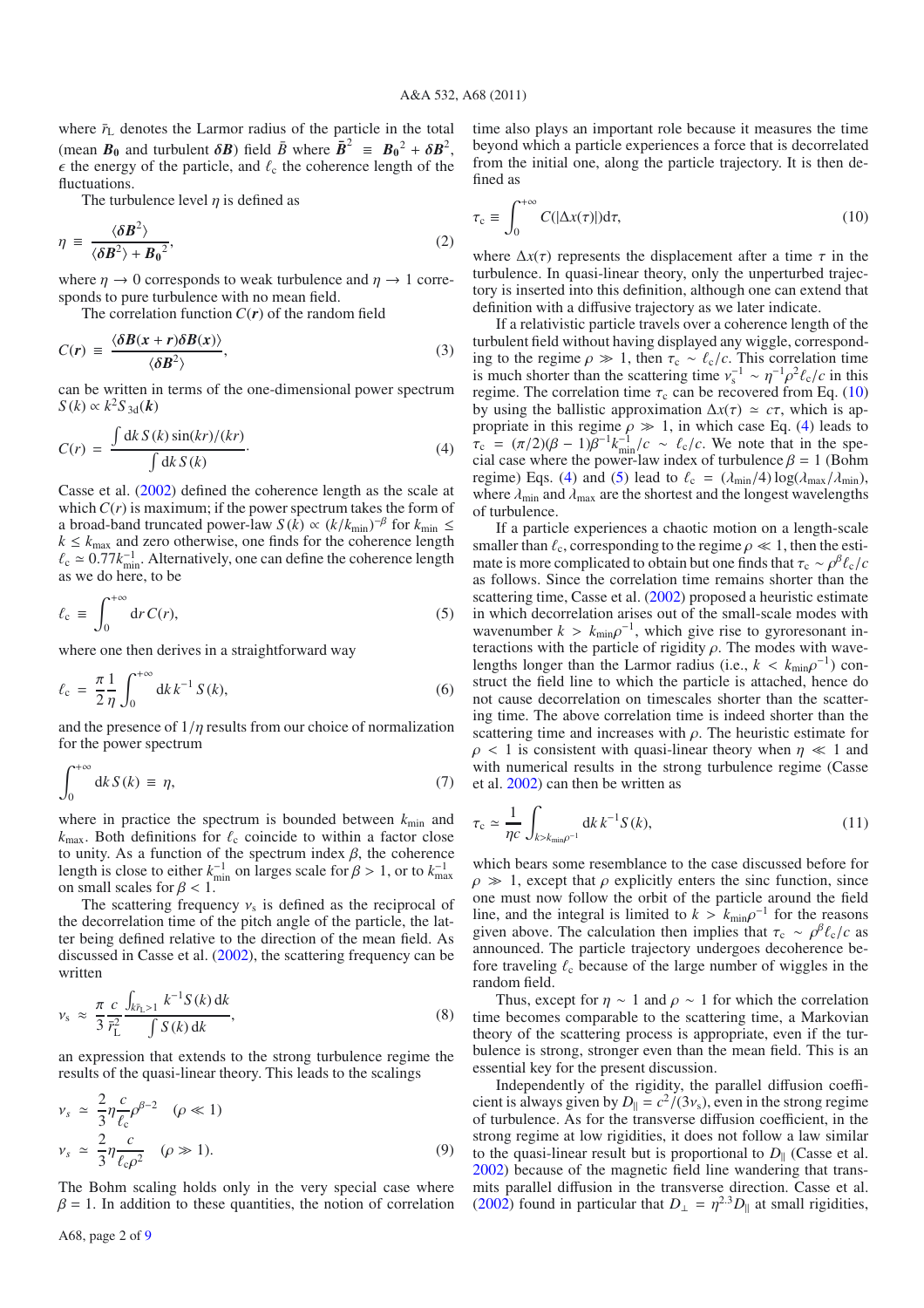where $\bar{r}_{\rm L}$ denotes the Larmor radius of the particle in the total (mean $\boldsymbol{B_0}$ and turbulent $\boldsymbol{\delta B}$) field $\bar{B}$ where $\bar{\boldsymbol{B}}^2 \equiv \boldsymbol{B_0}^2 + \boldsymbol{\delta B}^2$, $\epsilon$ the energy of the particle, and $\ell_{\rm c}$ the coherence length of the fluctuations.

The turbulence level $\eta$ is defined as

$$\eta \equiv \frac{\langle \boldsymbol{\delta B}^2 \rangle}{\langle \boldsymbol{\delta B}^2 \rangle + \boldsymbol{B_0}^2}, \tag{2}$$

where $\eta \to 0$ corresponds to weak turbulence and $\eta \to 1$ corresponds to pure turbulence with no mean field.

The correlation function $C(r)$ of the random field

$$C(\boldsymbol{r}) \equiv \frac{\langle \boldsymbol{\delta B}(\boldsymbol{x}+\boldsymbol{r})\boldsymbol{\delta B}(\boldsymbol{x})\rangle}{\langle \boldsymbol{\delta B}^2 \rangle}, \tag{3}$$

can be written in terms of the one-dimensional power spectrum $S(k) \propto k^2 S_{3\rm d}(\boldsymbol{k})$

$$C(r) = \frac{\int {\rm d}k\, S(k) \sin(kr)/(kr)}{\int {\rm d}k\, S(k)}. \tag{4}$$

Casse et al. (2002) defined the coherence length as the scale at which $C(r)$ is maximum; if the power spectrum takes the form of a broad-band truncated power-law $S(k) \propto (k/k_{\rm min})^{-\beta}$ for $k_{\rm min} \leq k \leq k_{\rm max}$ and zero otherwise, one finds for the coherence length $\ell_{\rm c} \simeq 0.77 k_{\rm min}^{-1}$. Alternatively, one can define the coherence length as we do here, to be

$$\ell_{\rm c} \equiv \int_0^{+\infty} {\rm d}r\, C(r), \tag{5}$$

where one then derives in a straightforward way

$$\ell_{\rm c} = \frac{\pi}{2}\frac{1}{\eta}\int_0^{+\infty} {\rm d}k\, k^{-1} S(k), \tag{6}$$

and the presence of $1/\eta$ results from our choice of normalization for the power spectrum

$$\int_0^{+\infty} {\rm d}k\, S(k) \equiv \eta, \tag{7}$$

where in practice the spectrum is bounded between $k_{\rm min}$ and $k_{\rm max}$. Both definitions for $\ell_{\rm c}$ coincide to within a factor close to unity. As a function of the spectrum index $\beta$, the coherence length is close to either $k_{\rm min}^{-1}$ on larges scale for $\beta > 1$, or to $k_{\rm max}^{-1}$ on small scales for $\beta < 1$.

The scattering frequency $\nu_{\rm s}$ is defined as the reciprocal of the decorrelation time of the pitch angle of the particle, the latter being defined relative to the direction of the mean field. As discussed in Casse et al. (2002), the scattering frequency can be written

$$\nu_{\rm s} \approx \frac{\pi}{3}\frac{c}{\bar{r}_{\rm L}^2}\frac{\int_{k\bar{r}_{\rm L}>1} k^{-1} S(k)\, {\rm d}k}{\int S(k)\, {\rm d}k}, \tag{8}$$

an expression that extends to the strong turbulence regime the results of the quasi-linear theory. This leads to the scalings

$$\begin{aligned} \nu_s &\simeq \frac{2}{3}\eta\frac{c}{\ell_{\rm c}}\rho^{\beta-2} \quad (\rho \ll 1) \\ \nu_s &\simeq \frac{2}{3}\eta\frac{c}{\ell_{\rm c}\rho^2} \quad (\rho \gg 1). \end{aligned} \tag{9}$$

The Bohm scaling holds only in the very special case where $\beta = 1$. In addition to these quantities, the notion of correlation time also plays an important role because it measures the time beyond which a particle experiences a force that is decorrelated from the initial one, along the particle trajectory. It is then defined as

$$\tau_{\rm c} \equiv \int_0^{+\infty} C(|\Delta x(\tau)|){\rm d}\tau, \tag{10}$$

where $\Delta x(\tau)$ represents the displacement after a time $\tau$ in the turbulence. In quasi-linear theory, only the unperturbed trajectory is inserted into this definition, although one can extend that definition with a diffusive trajectory as we later indicate.

If a relativistic particle travels over a coherence length of the turbulent field without having displayed any wiggle, corresponding to the regime $\rho \gg 1$, then $\tau_{\rm c} \sim \ell_{\rm c}/c$. This correlation time is much shorter than the scattering time $\nu_{\rm s}^{-1} \sim \eta^{-1}\rho^2\ell_{\rm c}/c$ in this regime. The correlation time $\tau_{\rm c}$ can be recovered from Eq. (10) by using the ballistic approximation $\Delta x(\tau) \simeq c\tau$, which is appropriate in this regime $\rho \gg 1$, in which case Eq. (4) leads to $\tau_{\rm c} = (\pi/2)(\beta-1)\beta^{-1}k_{\rm min}^{-1}/c \sim \ell_{\rm c}/c$. We note that in the special case where the power-law index of turbulence $\beta = 1$ (Bohm regime) Eqs. (4) and (5) lead to $\ell_{\rm c} = (\lambda_{\rm min}/4)\log(\lambda_{\rm max}/\lambda_{\rm min})$, where $\lambda_{\rm min}$ and $\lambda_{\rm max}$ are the shortest and the longest wavelengths of turbulence.

If a particle experiences a chaotic motion on a length-scale smaller than $\ell_{\rm c}$, corresponding to the regime $\rho \ll 1$, then the estimate is more complicated to obtain but one finds that $\tau_{\rm c} \sim \rho^\beta\ell_{\rm c}/c$ as follows. Since the correlation time remains shorter than the scattering time, Casse et al. (2002) proposed a heuristic estimate in which decorrelation arises out of the small-scale modes with wavenumber $k > k_{\rm min}\rho^{-1}$, which give rise to gyroresonant interactions with the particle of rigidity $\rho$. The modes with wavelengths longer than the Larmor radius (i.e., $k < k_{\rm min}\rho^{-1}$) construct the field line to which the particle is attached, hence do not cause decorrelation on timescales shorter than the scattering time. The above correlation time is indeed shorter than the scattering time and increases with $\rho$. The heuristic estimate for $\rho < 1$ is consistent with quasi-linear theory when $\eta \ll 1$ and with numerical results in the strong turbulence regime (Casse et al. 2002) can then be written as

$$\tau_{\rm c} \simeq \frac{1}{\eta c}\int_{k>k_{\rm min}\rho^{-1}} {\rm d}k\, k^{-1}S(k), \tag{11}$$

which bears some resemblance to the case discussed before for $\rho \gg 1$, except that $\rho$ explicitly enters the sinc function, since one must now follow the orbit of the particle around the field line, and the integral is limited to $k > k_{\rm min}\rho^{-1}$ for the reasons given above. The calculation then implies that $\tau_{\rm c} \sim \rho^\beta\ell_{\rm c}/c$ as announced. The particle trajectory undergoes decoherence before traveling $\ell_{\rm c}$ because of the large number of wiggles in the random field.

Thus, except for $\eta \sim 1$ and $\rho \sim 1$ for which the correlation time becomes comparable to the scattering time, a Markovian theory of the scattering process is appropriate, even if the turbulence is strong, stronger even than the mean field. This is an essential key for the present discussion.

Independently of the rigidity, the parallel diffusion coefficient is always given by $D_\parallel = c^2/(3\nu_{\rm s})$, even in the strong regime of turbulence. As for the transverse diffusion coefficient, in the strong regime at low rigidities, it does not follow a law similar to the quasi-linear result but is proportional to $D_\parallel$ (Casse et al. 2002) because of the magnetic field line wandering that transmits parallel diffusion in the transverse direction. Casse et al. (2002) found in particular that $D_\perp = \eta^{2.3}D_\parallel$ at small rigidities,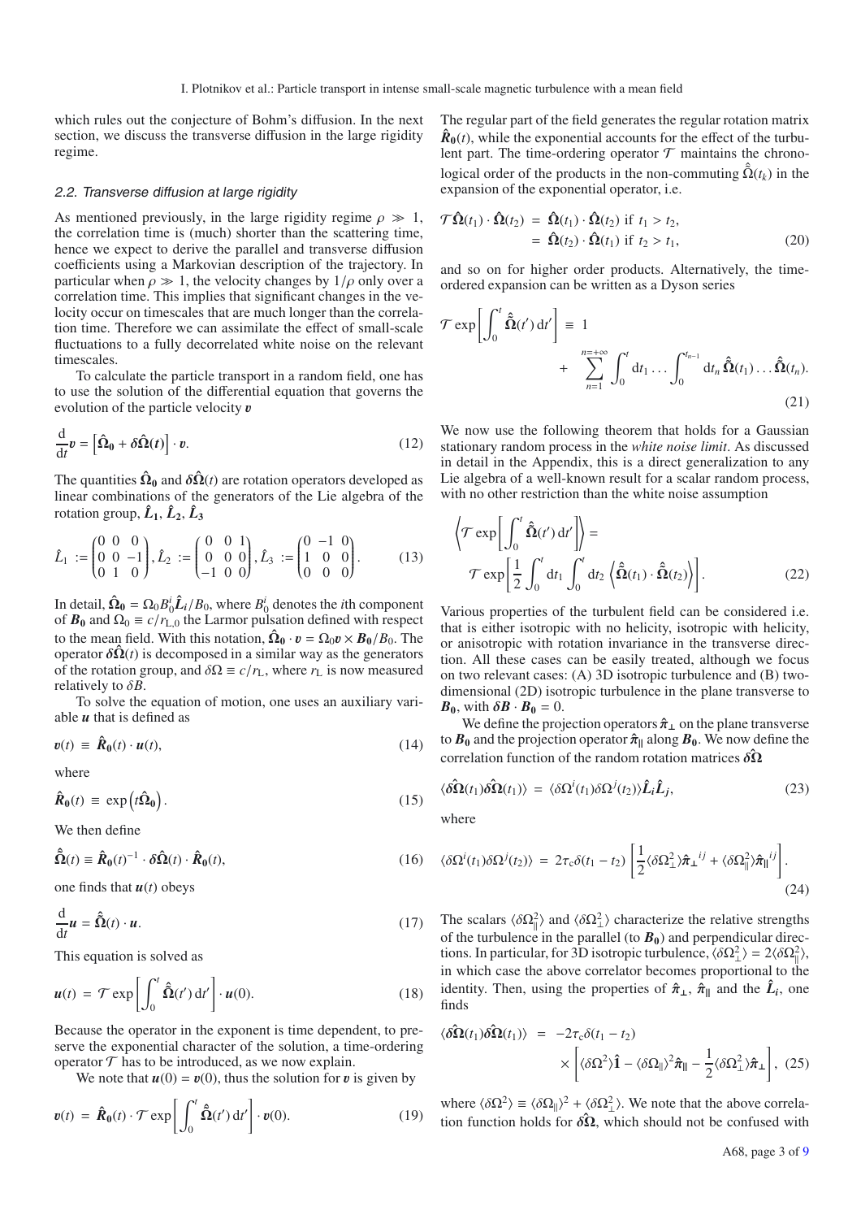which rules out the conjecture of Bohm's diffusion. In the next section, we discuss the transverse diffusion in the large rigidity regime.

### 2.2. Transverse diffusion at large rigidity

As mentioned previously, in the large rigidity regime $\rho \gg 1$, the correlation time is (much) shorter than the scattering time, hence we expect to derive the parallel and transverse diffusion coefficients using a Markovian description of the trajectory. In particular when $\rho \gg 1$, the velocity changes by $1/\rho$ only over a correlation time. This implies that significant changes in the velocity occur on timescales that are much longer than the correlation time. Therefore we can assimilate the effect of small-scale fluctuations to a fully decorrelated white noise on the relevant timescales.

To calculate the particle transport in a random field, one has to use the solution of the differential equation that governs the evolution of the particle velocity $\boldsymbol{v}$

$$\frac{\mathrm{d}}{\mathrm{d}t}\boldsymbol{v} = \left[\hat{\boldsymbol{\Omega}}_{\boldsymbol{0}} + \boldsymbol{\delta}\hat{\boldsymbol{\Omega}}(t)\right] \cdot \boldsymbol{v}. \tag{12}$$

The quantities $\hat{\boldsymbol{\Omega}}_{\boldsymbol{0}}$ and $\boldsymbol{\delta}\hat{\boldsymbol{\Omega}}(t)$ are rotation operators developed as linear combinations of the generators of the Lie algebra of the rotation group, $\hat{\boldsymbol{L}}_{\boldsymbol{1}}$, $\hat{\boldsymbol{L}}_{\boldsymbol{2}}$, $\hat{\boldsymbol{L}}_{\boldsymbol{3}}$

$$\hat{L}_1 := \begin{pmatrix} 0 & 0 & 0 \\ 0 & 0 & -1 \\ 0 & 1 & 0 \end{pmatrix}, \hat{L}_2 := \begin{pmatrix} 0 & 0 & 1 \\ 0 & 0 & 0 \\ -1 & 0 & 0 \end{pmatrix}, \hat{L}_3 := \begin{pmatrix} 0 & -1 & 0 \\ 1 & 0 & 0 \\ 0 & 0 & 0 \end{pmatrix}. \tag{13}$$

In detail, $\hat{\boldsymbol{\Omega}}_{\boldsymbol{0}} = \Omega_0 B_0^i \hat{\boldsymbol{L}}_i / B_0$, where $B_0^i$ denotes the $i$th component of $\boldsymbol{B_0}$ and $\Omega_0 \equiv c/r_{\mathrm{L},0}$ the Larmor pulsation defined with respect to the mean field. With this notation, $\hat{\boldsymbol{\Omega}}_{\boldsymbol{0}} \cdot \boldsymbol{v} = \Omega_0 \boldsymbol{v} \times \boldsymbol{B_0}/B_0$. The operator $\boldsymbol{\delta}\hat{\boldsymbol{\Omega}}(t)$ is decomposed in a similar way as the generators of the rotation group, and $\delta\Omega \equiv c/r_{\mathrm{L}}$, where $r_{\mathrm{L}}$ is now measured relatively to $\delta B$.

To solve the equation of motion, one uses an auxiliary variable $\boldsymbol{u}$ that is defined as

$$\boldsymbol{v}(t) \equiv \hat{\boldsymbol{R}}_{\boldsymbol{0}}(t) \cdot \boldsymbol{u}(t), \tag{14}$$

where

$$\hat{\boldsymbol{R}}_{\boldsymbol{0}}(t) \equiv \exp\left(t\hat{\boldsymbol{\Omega}}_{\boldsymbol{0}}\right). \tag{15}$$

We then define

$$\hat{\tilde{\boldsymbol{\Omega}}}(t) \equiv \hat{\boldsymbol{R}}_{\boldsymbol{0}}(t)^{-1} \cdot \boldsymbol{\delta}\hat{\boldsymbol{\Omega}}(t) \cdot \hat{\boldsymbol{R}}_{\boldsymbol{0}}(t), \tag{16}$$

one finds that $\boldsymbol{u}(t)$ obeys

$$\frac{\mathrm{d}}{\mathrm{d}t}\boldsymbol{u} = \hat{\tilde{\boldsymbol{\Omega}}}(t) \cdot \boldsymbol{u}. \tag{17}$$

This equation is solved as

$$\boldsymbol{u}(t) = \mathcal{T} \exp\left[\int_0^t \hat{\tilde{\boldsymbol{\Omega}}}(t')\,\mathrm{d}t'\right] \cdot \boldsymbol{u}(0). \tag{18}$$

Because the operator in the exponent is time dependent, to preserve the exponential character of the solution, a time-ordering operator $\mathcal{T}$ has to be introduced, as we now explain.

We note that $\boldsymbol{u}(0) = \boldsymbol{v}(0)$, thus the solution for $\boldsymbol{v}$ is given by

$$\boldsymbol{v}(t) = \hat{\boldsymbol{R}}_{\boldsymbol{0}}(t) \cdot \mathcal{T} \exp\left[\int_0^t \hat{\tilde{\boldsymbol{\Omega}}}(t')\,\mathrm{d}t'\right] \cdot \boldsymbol{v}(0). \tag{19}$$

The regular part of the field generates the regular rotation matrix $\hat{\boldsymbol{R}}_{\boldsymbol{0}}(t)$, while the exponential accounts for the effect of the turbulent part. The time-ordering operator $\mathcal{T}$ maintains the chronological order of the products in the non-commuting $\hat{\tilde{\Omega}}(t_k)$ in the expansion of the exponential operator, i.e.

$$\begin{aligned} \mathcal{T}\hat{\boldsymbol{\Omega}}(t_1) \cdot \hat{\boldsymbol{\Omega}}(t_2) &= \hat{\boldsymbol{\Omega}}(t_1) \cdot \hat{\boldsymbol{\Omega}}(t_2) \text{ if } t_1 > t_2, \\ &= \hat{\boldsymbol{\Omega}}(t_2) \cdot \hat{\boldsymbol{\Omega}}(t_1) \text{ if } t_2 > t_1, \end{aligned} \tag{20}$$

and so on for higher order products. Alternatively, the time-ordered expansion can be written as a Dyson series

$$\mathcal{T} \exp\left[\int_0^t \hat{\tilde{\boldsymbol{\Omega}}}(t')\,\mathrm{d}t'\right] \equiv 1 + \sum_{n=1}^{n=+\infty} \int_0^t \mathrm{d}t_1 \ldots \int_0^{t_{n-1}} \mathrm{d}t_n\, \hat{\tilde{\boldsymbol{\Omega}}}(t_1) \ldots \hat{\tilde{\boldsymbol{\Omega}}}(t_n). \tag{21}$$

We now use the following theorem that holds for a Gaussian stationary random process in the *white noise limit*. As discussed in detail in the Appendix, this is a direct generalization to any Lie algebra of a well-known result for a scalar random process, with no other restriction than the white noise assumption

$$\left\langle \mathcal{T} \exp\left[\int_0^t \hat{\tilde{\boldsymbol{\Omega}}}(t')\,\mathrm{d}t'\right]\right\rangle = \mathcal{T} \exp\left[\frac{1}{2}\int_0^t \mathrm{d}t_1 \int_0^t \mathrm{d}t_2 \left\langle \hat{\tilde{\boldsymbol{\Omega}}}(t_1) \cdot \hat{\tilde{\boldsymbol{\Omega}}}(t_2)\right\rangle\right]. \tag{22}$$

Various properties of the turbulent field can be considered i.e. that is either isotropic with no helicity, isotropic with helicity, or anisotropic with rotation invariance in the transverse direction. All these cases can be easily treated, although we focus on two relevant cases: (A) 3D isotropic turbulence and (B) two-dimensional (2D) isotropic turbulence in the plane transverse to $\boldsymbol{B_0}$, with $\boldsymbol{\delta B} \cdot \boldsymbol{B_0} = 0$.

We define the projection operators $\hat{\boldsymbol{\pi}}_{\perp}$ on the plane transverse to $\boldsymbol{B_0}$ and the projection operator $\hat{\boldsymbol{\pi}}_{\parallel}$ along $\boldsymbol{B_0}$. We now define the correlation function of the random rotation matrices $\boldsymbol{\delta}\hat{\boldsymbol{\Omega}}$

$$\langle \boldsymbol{\delta}\hat{\boldsymbol{\Omega}}(t_1)\boldsymbol{\delta}\hat{\boldsymbol{\Omega}}(t_1)\rangle = \langle \delta\Omega^i(t_1)\delta\Omega^j(t_2)\rangle \hat{\boldsymbol{L}}_i\hat{\boldsymbol{L}}_j, \tag{23}$$

where

$$\langle \delta\Omega^i(t_1)\delta\Omega^j(t_2)\rangle = 2\tau_{\mathrm{c}}\delta(t_1 - t_2)\left[\frac{1}{2}\langle\delta\Omega_{\perp}^2\rangle \hat{\boldsymbol{\pi}}_{\perp}{}^{ij} + \langle\delta\Omega_{\parallel}^2\rangle \hat{\boldsymbol{\pi}}_{\parallel}{}^{ij}\right]. \tag{24}$$

The scalars $\langle\delta\Omega_{\parallel}^2\rangle$ and $\langle\delta\Omega_{\perp}^2\rangle$ characterize the relative strengths of the turbulence in the parallel (to $\boldsymbol{B_0}$) and perpendicular directions. In particular, for 3D isotropic turbulence, $\langle\delta\Omega_{\perp}^2\rangle = 2\langle\delta\Omega_{\parallel}^2\rangle$, in which case the above correlator becomes proportional to the identity. Then, using the properties of $\hat{\boldsymbol{\pi}}_{\perp}$, $\hat{\boldsymbol{\pi}}_{\parallel}$ and the $\hat{\boldsymbol{L}}_i$, one finds

$$\langle \boldsymbol{\delta}\hat{\boldsymbol{\Omega}}(t_1)\boldsymbol{\delta}\hat{\boldsymbol{\Omega}}(t_1)\rangle = -2\tau_{\mathrm{c}}\delta(t_1 - t_2) \times \left[\langle\delta\Omega^2\rangle\hat{\boldsymbol{1}} - \langle\delta\Omega_{\parallel}\rangle^2\hat{\boldsymbol{\pi}}_{\parallel} - \frac{1}{2}\langle\delta\Omega_{\perp}^2\rangle\hat{\boldsymbol{\pi}}_{\perp}\right], \tag{25}$$

where $\langle\delta\Omega^2\rangle \equiv \langle\delta\Omega_{\parallel}\rangle^2 + \langle\delta\Omega_{\perp}^2\rangle$. We note that the above correlation function holds for $\boldsymbol{\delta}\hat{\boldsymbol{\Omega}}$, which should not be confused with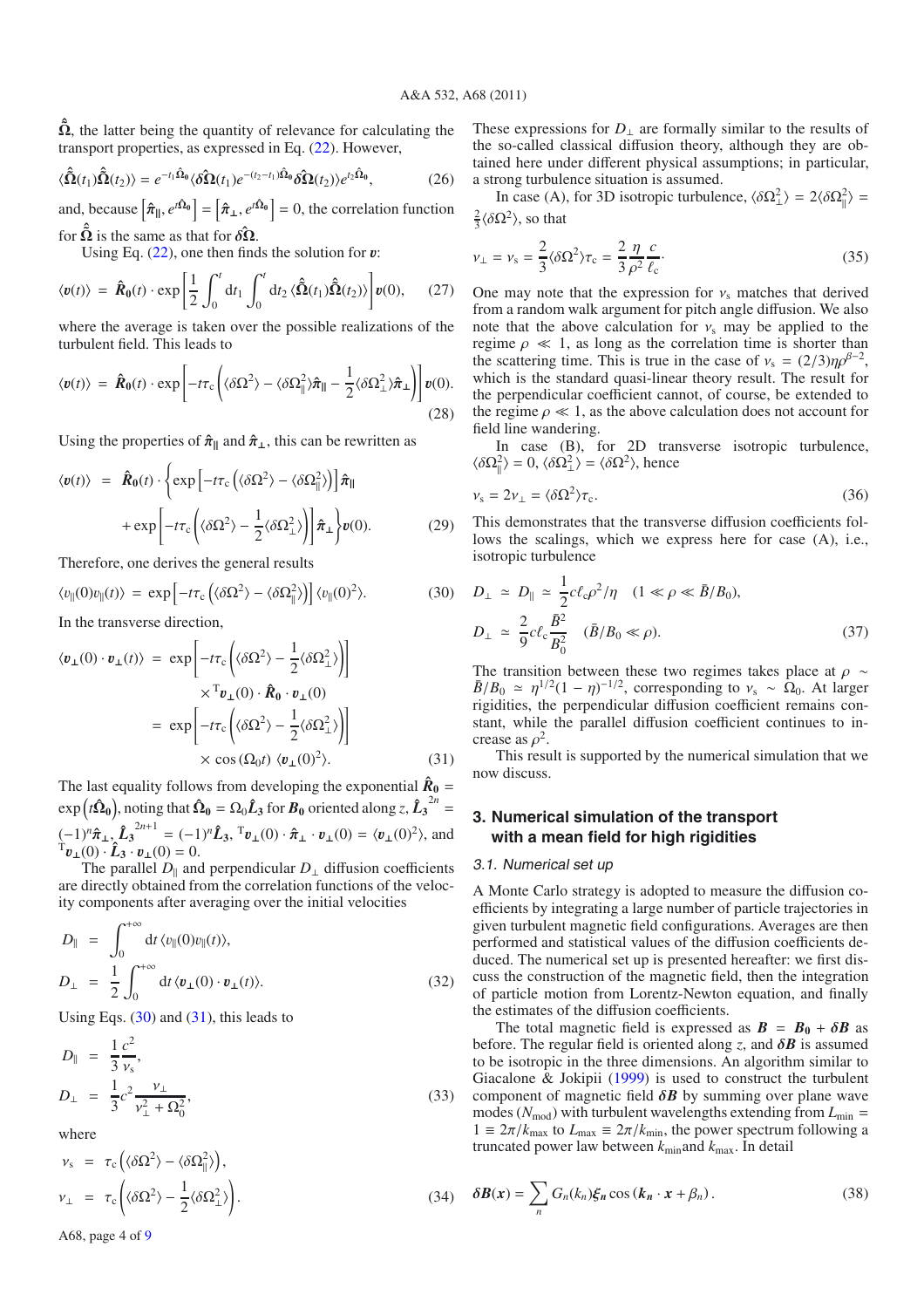$\hat{\tilde{\Omega}}$, the latter being the quantity of relevance for calculating the transport properties, as expressed in Eq. (22). However,

$$\langle\hat{\tilde{\Omega}}(t_1)\hat{\tilde{\Omega}}(t_2)\rangle = e^{-t_1\hat{\Omega}_0}\langle\delta\hat{\Omega}(t_1)e^{-(t_2-t_1)\hat{\Omega}_0}\delta\hat{\Omega}(t_2)\rangle e^{t_2\hat{\Omega}_0}, \quad (26)$$

and, because $\left[\hat{\pi}_{\parallel}, e^{t\hat{\Omega}_0}\right] = \left[\hat{\pi}_{\perp}, e^{t\hat{\Omega}_0}\right] = 0$, the correlation function for $\hat{\tilde{\Omega}}$ is the same as that for $\delta\hat{\Omega}$.

Using Eq. (22), one then finds the solution for $\boldsymbol{v}$:

$$\langle\boldsymbol{v}(t)\rangle = \hat{\boldsymbol{R}}_{\boldsymbol{0}}(t)\cdot\exp\left[\frac{1}{2}\int_0^t \mathrm{d}t_1\int_0^t \mathrm{d}t_2\,\langle\hat{\tilde{\Omega}}(t_1)\hat{\tilde{\Omega}}(t_2)\rangle\right]\boldsymbol{v}(0), \quad (27)$$

where the average is taken over the possible realizations of the turbulent field. This leads to

$$\langle\boldsymbol{v}(t)\rangle = \hat{\boldsymbol{R}}_{\boldsymbol{0}}(t)\cdot\exp\left[-t\tau_{\mathrm{c}}\left(\langle\delta\Omega^2\rangle - \langle\delta\Omega_{\parallel}^2\rangle\hat{\pi}_{\parallel} - \frac{1}{2}\langle\delta\Omega_{\perp}^2\rangle\hat{\pi}_{\perp}\right)\right]\boldsymbol{v}(0). \quad (28)$$

Using the properties of $\hat{\pi}_{\parallel}$ and $\hat{\pi}_{\perp}$, this can be rewritten as

$$\begin{aligned}\langle\boldsymbol{v}(t)\rangle = \hat{\boldsymbol{R}}_{\boldsymbol{0}}(t)\cdot\Big\{&\exp\left[-t\tau_{\mathrm{c}}\left(\langle\delta\Omega^2\rangle - \langle\delta\Omega_{\parallel}^2\rangle\right)\right]\hat{\pi}_{\parallel}\\ &+\exp\left[-t\tau_{\mathrm{c}}\left(\langle\delta\Omega^2\rangle - \frac{1}{2}\langle\delta\Omega_{\perp}^2\rangle\right)\right]\hat{\pi}_{\perp}\Big\}\boldsymbol{v}(0).\end{aligned} \quad (29)$$

Therefore, one derives the general results

$$\langle v_{\parallel}(0)v_{\parallel}(t)\rangle = \exp\left[-t\tau_{\mathrm{c}}\left(\langle\delta\Omega^2\rangle - \langle\delta\Omega_{\parallel}^2\rangle\right)\right]\langle v_{\parallel}(0)^2\rangle. \quad (30)$$

In the transverse direction,

$$\begin{aligned}\langle\boldsymbol{v}_{\perp}(0)\cdot\boldsymbol{v}_{\perp}(t)\rangle &= \exp\left[-t\tau_{\mathrm{c}}\left(\langle\delta\Omega^2\rangle - \frac{1}{2}\langle\delta\Omega_{\perp}^2\rangle\right)\right]\\ &\quad\times{}^{\mathrm{T}}\boldsymbol{v}_{\perp}(0)\cdot\hat{\boldsymbol{R}}_{\boldsymbol{0}}\cdot\boldsymbol{v}_{\perp}(0)\\ &= \exp\left[-t\tau_{\mathrm{c}}\left(\langle\delta\Omega^2\rangle - \frac{1}{2}\langle\delta\Omega_{\perp}^2\rangle\right)\right]\\ &\quad\times\cos\left(\Omega_0 t\right)\,\langle\boldsymbol{v}_{\perp}(0)^2\rangle.\end{aligned} \quad (31)$$

The last equality follows from developing the exponential $\hat{\boldsymbol{R}}_{\boldsymbol{0}} = \exp\left(t\hat{\boldsymbol{\Omega}}_{\boldsymbol{0}}\right)$, noting that $\hat{\boldsymbol{\Omega}}_{\boldsymbol{0}} = \Omega_0\hat{\boldsymbol{L}}_{\boldsymbol{3}}$ for $\boldsymbol{B}_{\boldsymbol{0}}$ oriented along $z$, $\hat{\boldsymbol{L}}_{\boldsymbol{3}}^{2n} = (-1)^n\hat{\pi}_{\perp}$, $\hat{\boldsymbol{L}}_{\boldsymbol{3}}^{2n+1} = (-1)^n\hat{\boldsymbol{L}}_{\boldsymbol{3}}$, ${}^{\mathrm{T}}\boldsymbol{v}_{\perp}(0)\cdot\hat{\pi}_{\perp}\cdot\boldsymbol{v}_{\perp}(0) = \langle\boldsymbol{v}_{\perp}(0)^2\rangle$, and ${}^{\mathrm{T}}\boldsymbol{v}_{\perp}(0)\cdot\hat{\boldsymbol{L}}_{\boldsymbol{3}}\cdot\boldsymbol{v}_{\perp}(0) = 0$.

The parallel $D_{\parallel}$ and perpendicular $D_{\perp}$ diffusion coefficients are directly obtained from the correlation functions of the velocity components after averaging over the initial velocities

$$\begin{aligned}D_{\parallel} &= \int_0^{+\infty}\mathrm{d}t\,\langle v_{\parallel}(0)v_{\parallel}(t)\rangle,\\ D_{\perp} &= \frac{1}{2}\int_0^{+\infty}\mathrm{d}t\,\langle\boldsymbol{v}_{\perp}(0)\cdot\boldsymbol{v}_{\perp}(t)\rangle.\end{aligned} \quad (32)$$

Using Eqs. (30) and (31), this leads to

$$\begin{aligned}D_{\parallel} &= \frac{1}{3}\frac{c^2}{\nu_{\mathrm{s}}},\\ D_{\perp} &= \frac{1}{3}c^2\frac{\nu_{\perp}}{\nu_{\perp}^2+\Omega_0^2},\end{aligned} \quad (33)$$

where

$$\begin{aligned}\nu_{\mathrm{s}} &= \tau_{\mathrm{c}}\left(\langle\delta\Omega^2\rangle - \langle\delta\Omega_{\parallel}^2\rangle\right),\\ \nu_{\perp} &= \tau_{\mathrm{c}}\left(\langle\delta\Omega^2\rangle - \frac{1}{2}\langle\delta\Omega_{\perp}^2\rangle\right).\end{aligned} \quad (34)$$

These expressions for $D_{\perp}$ are formally similar to the results of the so-called classical diffusion theory, although they are obtained here under different physical assumptions; in particular, a strong turbulence situation is assumed.

In case (A), for 3D isotropic turbulence, $\langle\delta\Omega_{\perp}^2\rangle = 2\langle\delta\Omega_{\parallel}^2\rangle = \frac{2}{3}\langle\delta\Omega^2\rangle$, so that

$$\nu_{\perp} = \nu_{\mathrm{s}} = \frac{2}{3}\langle\delta\Omega^2\rangle\tau_{\mathrm{c}} = \frac{2}{3}\frac{\eta}{\rho^2}\frac{c}{\ell_{\mathrm{c}}}. \quad (35)$$

One may note that the expression for $\nu_{\mathrm{s}}$ matches that derived from a random walk argument for pitch angle diffusion. We also note that the above calculation for $\nu_{\mathrm{s}}$ may be applied to the regime $\rho \ll 1$, as long as the correlation time is shorter than the scattering time. This is true in the case of $\nu_{\mathrm{s}} = (2/3)\eta\rho^{\beta-2}$, which is the standard quasi-linear theory result. The result for the perpendicular coefficient cannot, of course, be extended to the regime $\rho \ll 1$, as the above calculation does not account for field line wandering.

In case (B), for 2D transverse isotropic turbulence, $\langle\delta\Omega_{\parallel}^2\rangle = 0$, $\langle\delta\Omega_{\perp}^2\rangle = \langle\delta\Omega^2\rangle$, hence

$$\nu_{\mathrm{s}} = 2\nu_{\perp} = \langle\delta\Omega^2\rangle\tau_{\mathrm{c}}. \quad (36)$$

This demonstrates that the transverse diffusion coefficients follows the scalings, which we express here for case (A), i.e., isotropic turbulence

$$\begin{aligned}D_{\perp} &\simeq D_{\parallel} \simeq \frac{1}{2}c\ell_{\mathrm{c}}\rho^2/\eta \quad (1 \ll \rho \ll \bar{B}/B_0),\\ D_{\perp} &\simeq \frac{2}{9}c\ell_{\mathrm{c}}\frac{\bar{B}^2}{B_0^2} \quad (\bar{B}/B_0 \ll \rho).\end{aligned} \quad (37)$$

The transition between these two regimes takes place at $\rho \sim \bar{B}/B_0 \simeq \eta^{1/2}(1-\eta)^{-1/2}$, corresponding to $\nu_{\mathrm{s}} \sim \Omega_0$. At larger rigidities, the perpendicular diffusion coefficient remains constant, while the parallel diffusion coefficient continues to increase as $\rho^2$.

This result is supported by the numerical simulation that we now discuss.

## 3. Numerical simulation of the transport with a mean field for high rigidities

### 3.1. Numerical set up

A Monte Carlo strategy is adopted to measure the diffusion coefficients by integrating a large number of particle trajectories in given turbulent magnetic field configurations. Averages are then performed and statistical values of the diffusion coefficients deduced. The numerical set up is presented hereafter: we first discuss the construction of the magnetic field, then the integration of particle motion from Lorentz-Newton equation, and finally the estimates of the diffusion coefficients.

The total magnetic field is expressed as $\boldsymbol{B} = \boldsymbol{B_0} + \boldsymbol{\delta B}$ as before. The regular field is oriented along $z$, and $\boldsymbol{\delta B}$ is assumed to be isotropic in the three dimensions. An algorithm similar to Giacalone & Jokipii (1999) is used to construct the turbulent component of magnetic field $\boldsymbol{\delta B}$ by summing over plane wave modes ($N_{\mathrm{mod}}$) with turbulent wavelengths extending from $L_{\min} = 1 \equiv 2\pi/k_{\max}$ to $L_{\max} \equiv 2\pi/k_{\min}$, the power spectrum following a truncated power law between $k_{\min}$and $k_{\max}$. In detail

$$\boldsymbol{\delta B}(\boldsymbol{x}) = \sum_n G_n(k_n)\boldsymbol{\xi_n}\cos\left(\boldsymbol{k_n}\cdot\boldsymbol{x} + \beta_n\right). \quad (38)$$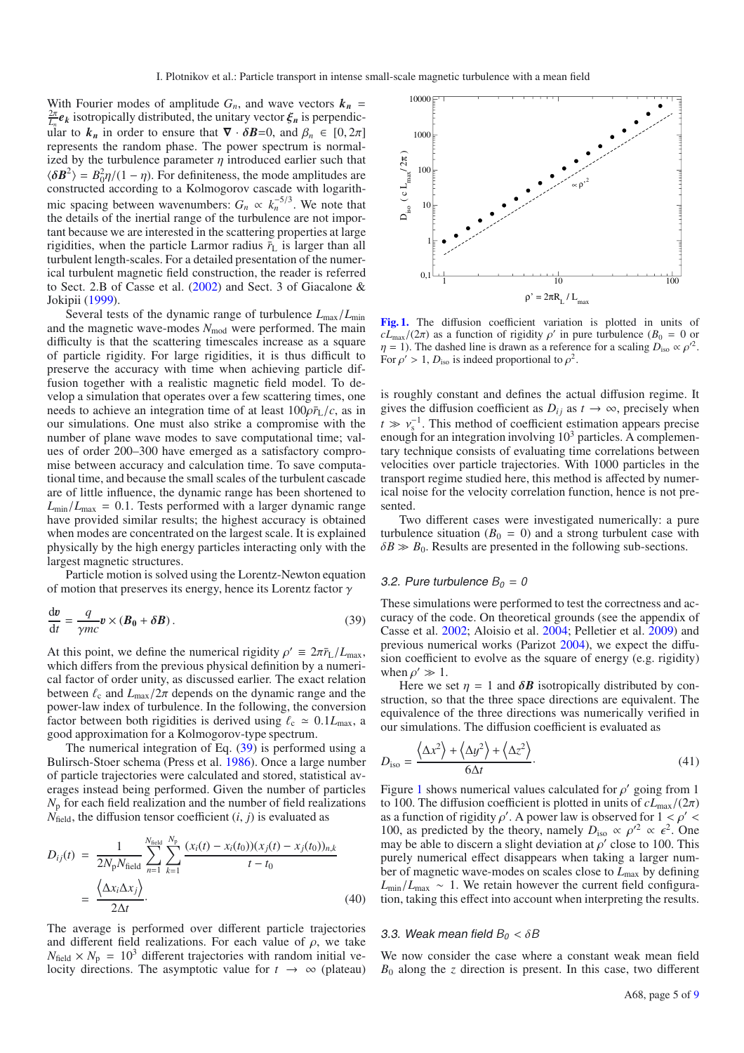With Fourier modes of amplitude $G_n$, and wave vectors $\boldsymbol{k_n} = \frac{2\pi}{L_n}\boldsymbol{e_k}$ isotropically distributed, the unitary vector $\boldsymbol{\xi_n}$ is perpendicular to $\boldsymbol{k_n}$ in order to ensure that $\boldsymbol{\nabla} \cdot \boldsymbol{\delta B}$=0, and $\beta_n \in [0, 2\pi]$ represents the random phase. The power spectrum is normalized by the turbulence parameter $\eta$ introduced earlier such that $\langle \boldsymbol{\delta B}^2 \rangle = B_0^2\eta/(1-\eta)$. For definiteness, the mode amplitudes are constructed according to a Kolmogorov cascade with logarithmic spacing between wavenumbers: $G_n \propto k_n^{-5/3}$. We note that the details of the inertial range of the turbulence are not important because we are interested in the scattering properties at large rigidities, when the particle Larmor radius $\bar{r}_{\rm L}$ is larger than all turbulent length-scales. For a detailed presentation of the numerical turbulent magnetic field construction, the reader is referred to Sect. 2.B of Casse et al. (2002) and Sect. 3 of Giacalone & Jokipii (1999).

Several tests of the dynamic range of turbulence $L_{\max}/L_{\min}$ and the magnetic wave-modes $N_{\rm mod}$ were performed. The main difficulty is that the scattering timescales increase as a square of particle rigidity. For large rigidities, it is thus difficult to preserve the accuracy with time when achieving particle diffusion together with a realistic magnetic field model. To develop a simulation that operates over a few scattering times, one needs to achieve an integration time of at least $100\rho\bar{r}_{\rm L}/c$, as in our simulations. One must also strike a compromise with the number of plane wave modes to save computational time; values of order 200–300 have emerged as a satisfactory compromise between accuracy and calculation time. To save computational time, and because the small scales of the turbulent cascade are of little influence, the dynamic range has been shortened to $L_{\min}/L_{\max} = 0.1$. Tests performed with a larger dynamic range have provided similar results; the highest accuracy is obtained when modes are concentrated on the largest scale. It is explained physically by the high energy particles interacting only with the largest magnetic structures.

Particle motion is solved using the Lorentz-Newton equation of motion that preserves its energy, hence its Lorentz factor $\gamma$

$$\frac{\mathrm{d}\boldsymbol{v}}{\mathrm{d}t} = \frac{q}{\gamma mc}\boldsymbol{v} \times (\boldsymbol{B_0} + \boldsymbol{\delta B}). \tag{39}$$

At this point, we define the numerical rigidity $\rho' \equiv 2\pi\bar{r}_{\rm L}/L_{\max}$, which differs from the previous physical definition by a numerical factor of order unity, as discussed earlier. The exact relation between $\ell_{\rm c}$ and $L_{\max}/2\pi$ depends on the dynamic range and the power-law index of turbulence. In the following, the conversion factor between both rigidities is derived using $\ell_{\rm c} \simeq 0.1L_{\max}$, a good approximation for a Kolmogorov-type spectrum.

The numerical integration of Eq. (39) is performed using a Bulirsch-Stoer schema (Press et al. 1986). Once a large number of particle trajectories were calculated and stored, statistical averages instead being performed. Given the number of particles $N_{\rm p}$ for each field realization and the number of field realizations $N_{\rm field}$, the diffusion tensor coefficient $(i, j)$ is evaluated as

$$\begin{aligned} D_{ij}(t) &= \frac{1}{2N_{\rm p}N_{\rm field}} \sum_{n=1}^{N_{\rm field}} \sum_{k=1}^{N_{\rm p}} \frac{(x_i(t) - x_i(t_0))(x_j(t) - x_j(t_0))_{n,k}}{t - t_0} \\ &= \frac{\left\langle \Delta x_i \Delta x_j \right\rangle}{2\Delta t}. \end{aligned} \tag{40}$$

The average is performed over different particle trajectories and different field realizations. For each value of $\rho$, we take $N_{\rm field} \times N_{\rm p} = 10^3$ different trajectories with random initial velocity directions. The asymptotic value for $t \to \infty$ (plateau) is roughly constant and defines the actual diffusion regime. It gives the diffusion coefficient as $D_{ij}$ as $t \to \infty$, precisely when $t \gg \nu_{\rm s}^{-1}$. This method of coefficient estimation appears precise enough for an integration involving $10^3$ particles. A complementary technique consists of evaluating time correlations between velocities over particle trajectories. With 1000 particles in the transport regime studied here, this method is affected by numerical noise for the velocity correlation function, hence is not presented.

Two different cases were investigated numerically: a pure turbulence situation ($B_0 = 0$) and a strong turbulent case with $\delta B \gg B_0$. Results are presented in the following sub-sections.

**Fig. 1.** The diffusion coefficient variation is plotted in units of $cL_{\max}/(2\pi)$ as a function of rigidity $\rho'$ in pure turbulence ($B_0 = 0$ or $\eta = 1$). The dashed line is drawn as a reference for a scaling $D_{\rm iso} \propto \rho'^2$. For $\rho' > 1$, $D_{\rm iso}$ is indeed proportional to $\rho^2$.

### 3.2. Pure turbulence $B_0 = 0$

These simulations were performed to test the correctness and accuracy of the code. On theoretical grounds (see the appendix of Casse et al. 2002; Aloisio et al. 2004; Pelletier et al. 2009) and previous numerical works (Parizot 2004), we expect the diffusion coefficient to evolve as the square of energy (e.g. rigidity) when $\rho' \gg 1$.

Here we set $\eta = 1$ and $\boldsymbol{\delta B}$ isotropically distributed by construction, so that the three space directions are equivalent. The equivalence of the three directions was numerically verified in our simulations. The diffusion coefficient is evaluated as

$$D_{\rm iso} = \frac{\left\langle \Delta x^2 \right\rangle + \left\langle \Delta y^2 \right\rangle + \left\langle \Delta z^2 \right\rangle}{6\Delta t}. \tag{41}$$

Figure 1 shows numerical values calculated for $\rho'$ going from 1 to 100. The diffusion coefficient is plotted in units of $cL_{\max}/(2\pi)$ as a function of rigidity $\rho'$. A power law is observed for $1 < \rho' < 100$, as predicted by the theory, namely $D_{\rm iso} \propto \rho'^2 \propto \epsilon^2$. One may be able to discern a slight deviation at $\rho'$ close to 100. This purely numerical effect disappears when taking a larger number of magnetic wave-modes on scales close to $L_{\max}$ by defining $L_{\min}/L_{\max} \sim 1$. We retain however the current field configuration, taking this effect into account when interpreting the results.

### 3.3. Weak mean field $B_0 < \delta B$

We now consider the case where a constant weak mean field $B_0$ along the $z$ direction is present. In this case, two different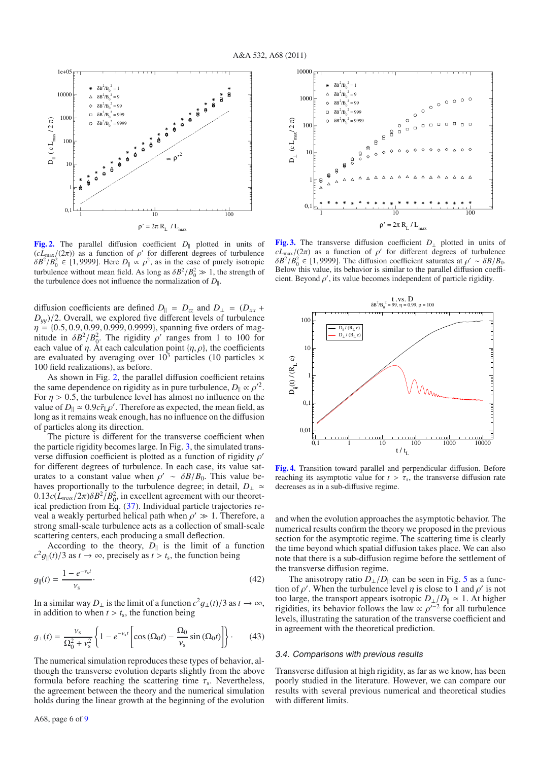**Fig. 2.** The parallel diffusion coefficient $D_\parallel$ plotted in units of $(cL_{\max}/(2\pi))$ as a function of $\rho'$ for different degrees of turbulence $\delta B^2/B_0^2 \in [1, 9999]$. Here $D_\parallel \propto \rho^2$, as in the case of purely isotropic turbulence without mean field. As long as $\delta B^2/B_0^2 \gg 1$, the strength of the turbulence does not influence the normalization of $D_\parallel$.

**Fig. 3.** The transverse diffusion coefficient $D_\perp$ plotted in units of $cL_{\max}/(2\pi)$ as a function of $\rho'$ for different degrees of turbulence $\delta B^2/B_0^2 \in [1, 9999]$. The diffusion coefficient saturates at $\rho' \sim \delta B/B_0$. Below this value, its behavior is similar to the parallel diffusion coefficient. Beyond $\rho'$, its value becomes independent of particle rigidity.

diffusion coefficients are defined $D_\parallel = D_{zz}$ and $D_\perp = (D_{xx} + D_{yy})/2$. Overall, we explored five different levels of turbulence $\eta = \{0.5, 0.9, 0.99, 0.999, 0.9999\}$, spanning five orders of magnitude in $\delta B^2/B_0^2$. The rigidity $\rho'$ ranges from 1 to 100 for each value of $\eta$. At each calculation point $\{\eta, \rho\}$, the coefficients are evaluated by averaging over $10^3$ particles (10 particles $\times$ 100 field realizations), as before.

As shown in Fig. 2, the parallel diffusion coefficient retains the same dependence on rigidity as in pure turbulence, $D_\parallel \propto \rho'^2$. For $\eta > 0.5$, the turbulence level has almost no influence on the value of $D_\parallel \simeq 0.9c\bar{r}_L\rho'$. Therefore as expected, the mean field, as long as it remains weak enough, has no influence on the diffusion of particles along its direction.

The picture is different for the transverse coefficient when the particle rigidity becomes large. In Fig. 3, the simulated transverse diffusion coefficient is plotted as a function of rigidity $\rho'$ for different degrees of turbulence. In each case, its value saturates to a constant value when $\rho' \sim \delta B/B_0$. This value behaves proportionally to the turbulence degree; in detail, $D_\perp \simeq 0.13c(L_{\max}/2\pi)\delta B^2/B_0^2$, in excellent agreement with our theoretical prediction from Eq. (37). Individual particle trajectories reveal a weakly perturbed helical path when $\rho' \gg 1$. Therefore, a strong small-scale turbulence acts as a collection of small-scale scattering centers, each producing a small deflection.

According to the theory, $D_\parallel$ is the limit of a function $c^2 g_\parallel(t)/3$ as $t \to \infty$, precisely as $t > t_s$, the function being

$$g_\parallel(t) = \frac{1 - e^{-\nu_s t}}{\nu_s}. \tag{42}$$

In a similar way $D_\perp$ is the limit of a function $c^2 g_\perp(t)/3$ as $t \to \infty$, in addition to when $t > t_s$, the function being

$$g_\perp(t) = \frac{\nu_s}{\Omega_0^2 + \nu_s^2}\left\{1 - e^{-\nu_s t}\left[\cos(\Omega_0 t) - \frac{\Omega_0}{\nu_s}\sin(\Omega_0 t)\right]\right\}. \tag{43}$$

The numerical simulation reproduces these types of behavior, although the transverse evolution departs slightly from the above formula before reaching the scattering time $\tau_s$. Nevertheless, the agreement between the theory and the numerical simulation holds during the linear growth at the beginning of the evolution

**Fig. 4.** Transition toward parallel and perpendicular diffusion. Before reaching its asymptotic value for $t > \tau_s$, the transverse diffusion rate decreases as in a sub-diffusive regime.

and when the evolution approaches the asymptotic behavior. The numerical results confirm the theory we proposed in the previous section for the asymptotic regime. The scattering time is clearly the time beyond which spatial diffusion takes place. We can also note that there is a sub-diffusion regime before the settlement of the transverse diffusion regime.

The anisotropy ratio $D_\perp/D_\parallel$ can be seen in Fig. 5 as a function of $\rho'$. When the turbulence level $\eta$ is close to 1 and $\rho'$ is not too large, the transport appears isotropic $D_\perp/D_\parallel \simeq 1$. At higher rigidities, its behavior follows the law $\propto \rho'^{-2}$ for all turbulence levels, illustrating the saturation of the transverse coefficient and in agreement with the theoretical prediction.

### 3.4. Comparisons with previous results

Transverse diffusion at high rigidity, as far as we know, has been poorly studied in the literature. However, we can compare our results with several previous numerical and theoretical studies with different limits.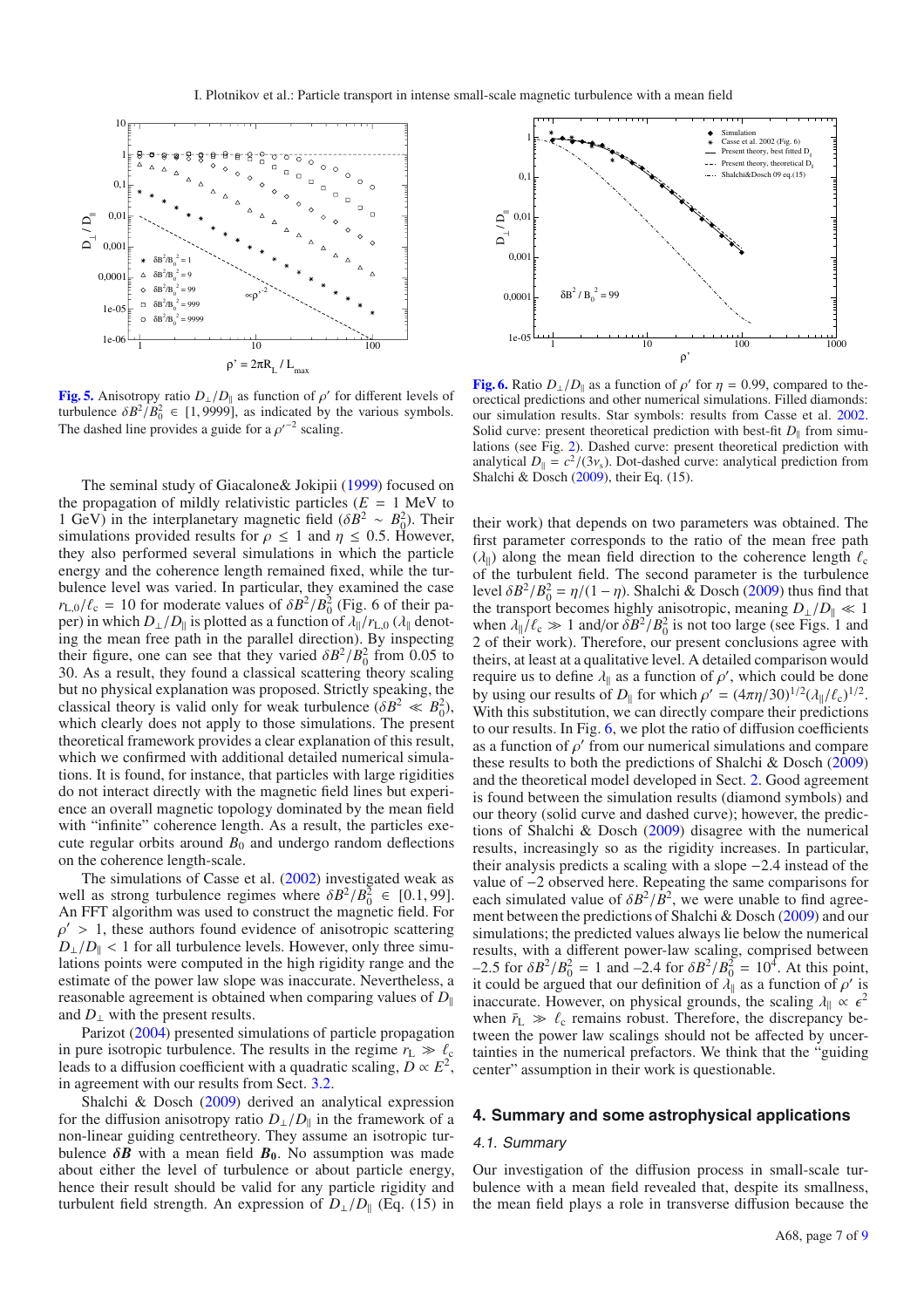**Fig. 5.** Anisotropy ratio $D_\perp/D_\parallel$ as a function of $\rho'$ for different levels of turbulence $\delta B^2/B_0^2 \in [1, 9999]$, as indicated by the various symbols. The dashed line provides a guide for a $\rho'^{-2}$ scaling.

**Fig. 6.** Ratio $D_\perp/D_\parallel$ as a function of $\rho'$ for $\eta = 0.99$, compared to theoretical predictions and other numerical simulations. Filled diamonds: our simulation results. Star symbols: results from Casse et al. 2002. Solid curve: present theoretical prediction with best-fit $D_\parallel$ from simulations (see Fig. 2). Dashed curve: present theoretical prediction with analytical $D_\parallel = c^2/(3\nu_s)$. Dot-dashed curve: analytical prediction from Shalchi & Dosch (2009), their Eq. (15).

The seminal study of Giacalone& Jokipii (1999) focused on the propagation of mildly relativistic particles ($E$ = 1 MeV to 1 GeV) in the interplanetary magnetic field ($\delta B^2 \sim B_0^2$). Their simulations provided results for $\rho \leq 1$ and $\eta \leq 0.5$. However, they also performed several simulations in which the particle energy and the coherence length remained fixed, while the turbulence level was varied. In particular, they examined the case $r_{L,0}/\ell_c = 10$ for moderate values of $\delta B^2/B_0^2$ (Fig. 6 of their paper) in which $D_\perp/D_\parallel$ is plotted as a function of $\lambda_\parallel/r_{L,0}$ ($\lambda_\parallel$ denoting the mean free path in the parallel direction). By inspecting their figure, one can see that they varied $\delta B^2/B_0^2$ from 0.05 to 30. As a result, they found a classical scattering theory scaling but no physical explanation was proposed. Strictly speaking, the classical theory is valid only for weak turbulence ($\delta B^2 \ll B_0^2$), which clearly does not apply to those simulations. The present theoretical framework provides a clear explanation of this result, which we confirmed with additional detailed numerical simulations. It is found, for instance, that particles with large rigidities do not interact directly with the magnetic field lines but experience an overall magnetic topology dominated by the mean field with "infinite" coherence length. As a result, the particles execute regular orbits around $B_0$ and undergo random deflections on the coherence length-scale.

The simulations of Casse et al. (2002) investigated weak as well as strong turbulence regimes where $\delta B^2/B_0^2 \in [0.1, 99]$. An FFT algorithm was used to construct the magnetic field. For $\rho' > 1$, these authors found evidence of anisotropic scattering $D_\perp/D_\parallel < 1$ for all turbulence levels. However, only three simulations points were computed in the high rigidity range and the estimate of the power law slope was inaccurate. Nevertheless, a reasonable agreement is obtained when comparing values of $D_\parallel$ and $D_\perp$ with the present results.

Parizot (2004) presented simulations of particle propagation in pure isotropic turbulence. The results in the regime $r_L \gg \ell_c$ leads to a diffusion coefficient with a quadratic scaling, $D \propto E^2$, in agreement with our results from Sect. 3.2.

Shalchi & Dosch (2009) derived an analytical expression for the diffusion anisotropy ratio $D_\perp/D_\parallel$ in the framework of a non-linear guiding centretheory. They assume an isotropic turbulence $\boldsymbol{\delta B}$ with a mean field $\boldsymbol{B_0}$. No assumption was made about either the level of turbulence or about particle energy, hence their result should be valid for any particle rigidity and turbulent field strength. An expression of $D_\perp/D_\parallel$ (Eq. (15) in their work) that depends on two parameters was obtained. The first parameter corresponds to the ratio of the mean free path ($\lambda_\parallel$) along the mean field direction to the coherence length $\ell_c$ of the turbulent field. The second parameter is the turbulence level $\delta B^2/B_0^2 = \eta/(1 - \eta)$. Shalchi & Dosch (2009) thus find that the transport becomes highly anisotropic, meaning $D_\perp/D_\parallel \ll 1$ when $\lambda_\parallel/\ell_c \gg 1$ and/or $\delta B^2/B_0^2$ is not too large (see Figs. 1 and 2 of their work). Therefore, our present conclusions agree with theirs, at least at a qualitative level. A detailed comparison would require us to define $\lambda_\parallel$ as a function of $\rho'$, which could be done by using our results of $D_\parallel$ for which $\rho' = (4\pi\eta/30)^{1/2}(\lambda_\parallel/\ell_c)^{1/2}$. With this substitution, we can directly compare their predictions to our results. In Fig. 6, we plot the ratio of diffusion coefficients as a function of $\rho'$ from our numerical simulations and compare these results to both the predictions of Shalchi & Dosch (2009) and the theoretical model developed in Sect. 2. Good agreement is found between the simulation results (diamond symbols) and our theory (solid curve and dashed curve); however, the predictions of Shalchi & Dosch (2009) disagree with the numerical results, increasingly so as the rigidity increases. In particular, their analysis predicts a scaling with a slope −2.4 instead of the value of −2 observed here. Repeating the same comparisons for each simulated value of $\delta B^2/B^2$, we were unable to find agreement between the predictions of Shalchi & Dosch (2009) and our simulations; the predicted values always lie below the numerical results, with a different power-law scaling, comprised between −2.5 for $\delta B^2/B_0^2 = 1$ and −2.4 for $\delta B^2/B_0^2 = 10^4$. At this point, it could be argued that our definition of $\lambda_\parallel$ as a function of $\rho'$ is inaccurate. However, on physical grounds, the scaling $\lambda_\parallel \propto \epsilon^2$ when $\bar{r}_L \gg \ell_c$ remains robust. Therefore, the discrepancy between the power law scalings should not be affected by uncertainties in the numerical prefactors. We think that the "guiding center" assumption in their work is questionable.

## 4. Summary and some astrophysical applications

### 4.1. Summary

Our investigation of the diffusion process in small-scale turbulence with a mean field revealed that, despite its smallness, the mean field plays a role in transverse diffusion because the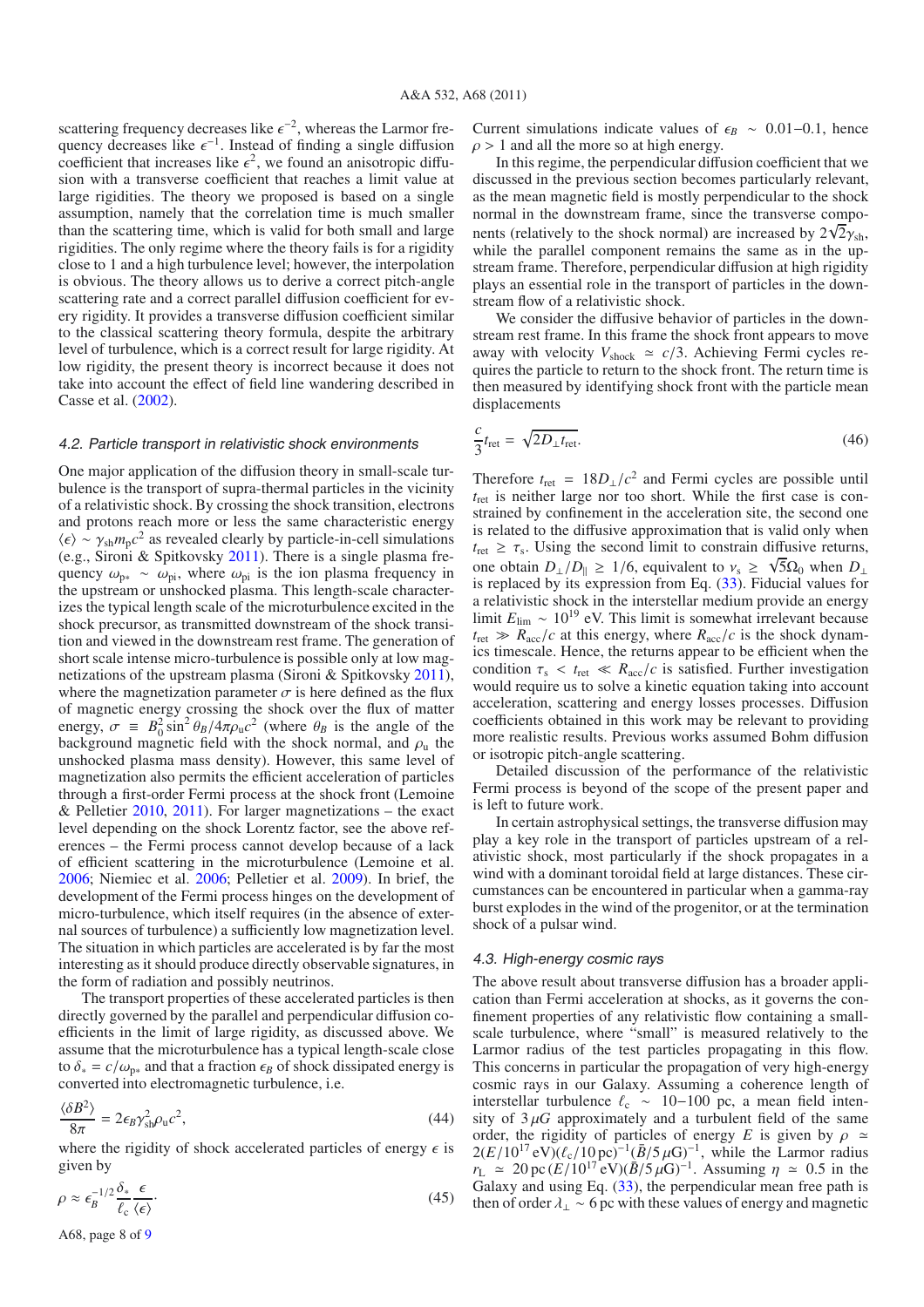scattering frequency decreases like $\epsilon^{-2}$, whereas the Larmor frequency decreases like $\epsilon^{-1}$. Instead of finding a single diffusion coefficient that increases like $\epsilon^2$, we found an anisotropic diffusion with a transverse coefficient that reaches a limit value at large rigidities. The theory we proposed is based on a single assumption, namely that the correlation time is much smaller than the scattering time, which is valid for both small and large rigidities. The only regime where the theory fails is for a rigidity close to 1 and a high turbulence level; however, the interpolation is obvious. The theory allows us to derive a correct pitch-angle scattering rate and a correct parallel diffusion coefficient for every rigidity. It provides a transverse diffusion coefficient similar to the classical scattering theory formula, despite the arbitrary level of turbulence, which is a correct result for large rigidity. At low rigidity, the present theory is incorrect because it does not take into account the effect of field line wandering described in Casse et al. (2002).

### 4.2. Particle transport in relativistic shock environments

One major application of the diffusion theory in small-scale turbulence is the transport of supra-thermal particles in the vicinity of a relativistic shock. By crossing the shock transition, electrons and protons reach more or less the same characteristic energy $\langle\epsilon\rangle \sim \gamma_{\rm sh} m_{\rm p} c^2$ as revealed clearly by particle-in-cell simulations (e.g., Sironi & Spitkovsky 2011). There is a single plasma frequency $\omega_{\rm p*} \sim \omega_{\rm pi}$, where $\omega_{\rm pi}$ is the ion plasma frequency in the upstream or unshocked plasma. This length-scale characterizes the typical length scale of the microturbulence excited in the shock precursor, as transmitted downstream of the shock transition and viewed in the downstream rest frame. The generation of short scale intense micro-turbulence is possible only at low magnetizations of the upstream plasma (Sironi & Spitkovsky 2011), where the magnetization parameter $\sigma$ is here defined as the flux of magnetic energy crossing the shock over the flux of matter energy, $\sigma \equiv B_0^2 \sin^2\theta_B / 4\pi\rho_{\rm u} c^2$ (where $\theta_B$ is the angle of the background magnetic field with the shock normal, and $\rho_{\rm u}$ the unshocked plasma mass density). However, this same level of magnetization also permits the efficient acceleration of particles through a first-order Fermi process at the shock front (Lemoine & Pelletier 2010, 2011). For larger magnetizations – the exact level depending on the shock Lorentz factor, see the above references – the Fermi process cannot develop because of a lack of efficient scattering in the microturbulence (Lemoine et al. 2006; Niemiec et al. 2006; Pelletier et al. 2009). In brief, the development of the Fermi process hinges on the development of micro-turbulence, which itself requires (in the absence of external sources of turbulence) a sufficiently low magnetization level. The situation in which particles are accelerated is by far the most interesting as it should produce directly observable signatures, in the form of radiation and possibly neutrinos.

The transport properties of these accelerated particles is then directly governed by the parallel and perpendicular diffusion coefficients in the limit of large rigidity, as discussed above. We assume that the microturbulence has a typical length-scale close to $\delta_* = c/\omega_{\rm p*}$ and that a fraction $\epsilon_B$ of shock dissipated energy is converted into electromagnetic turbulence, i.e.

$$\frac{\langle \delta B^2\rangle}{8\pi} = 2\epsilon_B \gamma_{\rm sh}^2 \rho_{\rm u} c^2, \tag{44}$$

where the rigidity of shock accelerated particles of energy $\epsilon$ is given by

$$\rho \approx \epsilon_B^{-1/2} \frac{\delta_*}{\ell_{\rm c}} \frac{\epsilon}{\langle\epsilon\rangle}. \tag{45}$$

Current simulations indicate values of $\epsilon_B \sim 0.01{-}0.1$, hence $\rho > 1$ and all the more so at high energy.

In this regime, the perpendicular diffusion coefficient that we discussed in the previous section becomes particularly relevant, as the mean magnetic field is mostly perpendicular to the shock normal in the downstream frame, since the transverse components (relatively to the shock normal) are increased by $2\sqrt{2}\gamma_{\rm sh}$, while the parallel component remains the same as in the upstream frame. Therefore, perpendicular diffusion at high rigidity plays an essential role in the transport of particles in the downstream flow of a relativistic shock.

We consider the diffusive behavior of particles in the downstream rest frame. In this frame the shock front appears to move away with velocity $V_{\rm shock} \simeq c/3$. Achieving Fermi cycles requires the particle to return to the shock front. The return time is then measured by identifying shock front with the particle mean displacements

$$\frac{c}{3} t_{\rm ret} = \sqrt{2 D_\perp t_{\rm ret}}. \tag{46}$$

Therefore $t_{\rm ret} = 18 D_\perp / c^2$ and Fermi cycles are possible until $t_{\rm ret}$ is neither large nor too short. While the first case is constrained by confinement in the acceleration site, the second one is related to the diffusive approximation that is valid only when $t_{\rm ret} \geq \tau_{\rm s}$. Using the second limit to constrain diffusive returns, one obtain $D_\perp / D_\parallel \geq 1/6$, equivalent to $\nu_{\rm s} \geq \sqrt{5}\Omega_0$ when $D_\perp$ is replaced by its expression from Eq. (33). Fiducial values for a relativistic shock in the interstellar medium provide an energy limit $E_{\rm lim} \sim 10^{19}$ eV. This limit is somewhat irrelevant because $t_{\rm ret} \gg R_{\rm acc}/c$ at this energy, where $R_{\rm acc}/c$ is the shock dynamics timescale. Hence, the returns appear to be efficient when the condition $\tau_{\rm s} < t_{\rm ret} \ll R_{\rm acc}/c$ is satisfied. Further investigation would require us to solve a kinetic equation taking into account acceleration, scattering and energy losses processes. Diffusion coefficients obtained in this work may be relevant to providing more realistic results. Previous works assumed Bohm diffusion or isotropic pitch-angle scattering.

Detailed discussion of the performance of the relativistic Fermi process is beyond of the scope of the present paper and is left to future work.

In certain astrophysical settings, the transverse diffusion may play a key role in the transport of particles upstream of a relativistic shock, most particularly if the shock propagates in a wind with a dominant toroidal field at large distances. These circumstances can be encountered in particular when a gamma-ray burst explodes in the wind of the progenitor, or at the termination shock of a pulsar wind.

### 4.3. High-energy cosmic rays

The above result about transverse diffusion has a broader application than Fermi acceleration at shocks, as it governs the confinement properties of any relativistic flow containing a small-scale turbulence, where "small" is measured relatively to the Larmor radius of the test particles propagating in this flow. This concerns in particular the propagation of very high-energy cosmic rays in our Galaxy. Assuming a coherence length of interstellar turbulence $\ell_{\rm c} \sim 10{-}100$ pc, a mean field intensity of $3\,\mu G$ approximately and a turbulent field of the same order, the rigidity of particles of energy $E$ is given by $\rho \simeq 2(E/10^{17}\,{\rm eV})(\ell_{\rm c}/10\,{\rm pc})^{-1}(\bar{B}/5\,\mu{\rm G})^{-1}$, while the Larmor radius $r_{\rm L} \simeq 20\,{\rm pc}\,(E/10^{17}\,{\rm eV})(\bar{B}/5\,\mu{\rm G})^{-1}$. Assuming $\eta \simeq 0.5$ in the Galaxy and using Eq. (33), the perpendicular mean free path is then of order $\lambda_\perp \sim 6$ pc with these values of energy and magnetic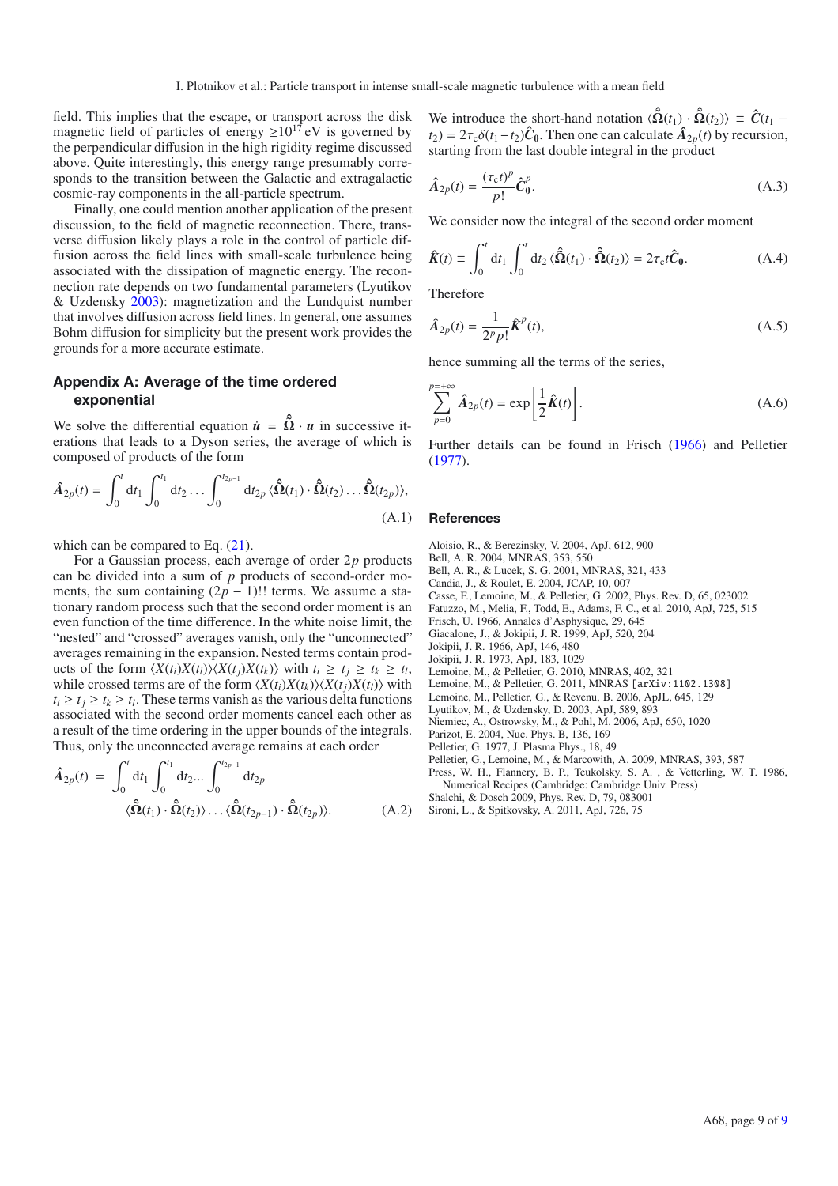field. This implies that the escape, or transport across the disk magnetic field of particles of energy $\geq 10^{17}$ eV is governed by the perpendicular diffusion in the high rigidity regime discussed above. Quite interestingly, this energy range presumably corresponds to the transition between the Galactic and extragalactic cosmic-ray components in the all-particle spectrum.

Finally, one could mention another application of the present discussion, to the field of magnetic reconnection. There, transverse diffusion likely plays a role in the control of particle diffusion across the field lines with small-scale turbulence being associated with the dissipation of magnetic energy. The reconnection rate depends on two fundamental parameters (Lyutikov & Uzdensky 2003): magnetization and the Lundquist number that involves diffusion across field lines. In general, one assumes Bohm diffusion for simplicity but the present work provides the grounds for a more accurate estimate.

## Appendix A: Average of the time ordered exponential

We solve the differential equation $\dot{\boldsymbol{u}} = \hat{\boldsymbol{\Omega}} \cdot \boldsymbol{u}$ in successive iterations that leads to a Dyson series, the average of which is composed of products of the form

$$\hat{\boldsymbol{A}}_{2p}(t) = \int_0^t \mathrm{d}t_1 \int_0^{t_1} \mathrm{d}t_2 \ldots \int_0^{t_{2p-1}} \mathrm{d}t_{2p} \, \langle \hat{\boldsymbol{\Omega}}(t_1) \cdot \hat{\boldsymbol{\Omega}}(t_2) \ldots \hat{\boldsymbol{\Omega}}(t_{2p}) \rangle, \tag{A.1}$$

which can be compared to Eq. (21).

For a Gaussian process, each average of order $2p$ products can be divided into a sum of $p$ products of second-order moments, the sum containing $(2p-1)!!$ terms. We assume a stationary random process such that the second order moment is an even function of the time difference. In the white noise limit, the "nested" and "crossed" averages vanish, only the "unconnected" averages remaining in the expansion. Nested terms contain products of the form $\langle X(t_i)X(t_l)\rangle\langle X(t_j)X(t_k)\rangle$ with $t_i \geq t_j \geq t_k \geq t_l$, while crossed terms are of the form $\langle X(t_i)X(t_k)\rangle\langle X(t_j)X(t_l)\rangle$ with $t_i \geq t_j \geq t_k \geq t_l$. These terms vanish as the various delta functions associated with the second order moments cancel each other as a result of the time ordering in the upper bounds of the integrals. Thus, only the unconnected average remains at each order

$$\hat{\boldsymbol{A}}_{2p}(t) = \int_0^t \mathrm{d}t_1 \int_0^{t_1} \mathrm{d}t_2 \ldots \int_0^{t_{2p-1}} \mathrm{d}t_{2p} \\ \langle \hat{\boldsymbol{\Omega}}(t_1) \cdot \hat{\boldsymbol{\Omega}}(t_2) \rangle \ldots \langle \hat{\boldsymbol{\Omega}}(t_{2p-1}) \cdot \hat{\boldsymbol{\Omega}}(t_{2p}) \rangle. \tag{A.2}$$

We introduce the short-hand notation $\langle \hat{\boldsymbol{\Omega}}(t_1) \cdot \hat{\boldsymbol{\Omega}}(t_2) \rangle \equiv \hat{\boldsymbol{C}}(t_1 - t_2) = 2\tau_c \delta(t_1 - t_2) \hat{\boldsymbol{C}}_{\boldsymbol{0}}$. Then one can calculate $\hat{\boldsymbol{A}}_{2p}(t)$ by recursion, starting from the last double integral in the product

$$\hat{\boldsymbol{A}}_{2p}(t) = \frac{(\tau_c t)^p}{p!} \hat{\boldsymbol{C}}_{\boldsymbol{0}}^p. \tag{A.3}$$

We consider now the integral of the second order moment

$$\hat{\boldsymbol{K}}(t) \equiv \int_0^t \mathrm{d}t_1 \int_0^t \mathrm{d}t_2 \, \langle \hat{\boldsymbol{\Omega}}(t_1) \cdot \hat{\boldsymbol{\Omega}}(t_2) \rangle = 2\tau_c t \hat{\boldsymbol{C}}_{\boldsymbol{0}}. \tag{A.4}$$

Therefore

$$\hat{\boldsymbol{A}}_{2p}(t) = \frac{1}{2^p p!} \hat{\boldsymbol{K}}^p(t), \tag{A.5}$$

hence summing all the terms of the series,

$$\sum_{p=0}^{p=+\infty} \hat{\boldsymbol{A}}_{2p}(t) = \exp\left[\frac{1}{2}\hat{\boldsymbol{K}}(t)\right]. \tag{A.6}$$

Further details can be found in Frisch (1966) and Pelletier (1977).

## References

Aloisio, R., & Berezinsky, V. 2004, ApJ, 612, 900
Bell, A. R. 2004, MNRAS, 353, 550
Bell, A. R., & Lucek, S. G. 2001, MNRAS, 321, 433
Candia, J., & Roulet, E. 2004, JCAP, 10, 007
Casse, F., Lemoine, M., & Pelletier, G. 2002, Phys. Rev. D, 65, 023002
Fatuzzo, M., Melia, F., Todd, E., Adams, F. C., et al. 2010, ApJ, 725, 515
Frisch, U. 1966, Annales d'Asphysique, 29, 645
Giacalone, J., & Jokipii, J. R. 1999, ApJ, 520, 204
Jokipii, J. R. 1966, ApJ, 146, 480
Jokipii, J. R. 1973, ApJ, 183, 1029
Lemoine, M., & Pelletier, G. 2010, MNRAS, 402, 321
Lemoine, M., & Pelletier, G. 2011, MNRAS [arXiv:1102.1308]
Lemoine, M., Pelletier, G., & Revenu, B. 2006, ApJL, 645, 129
Lyutikov, M., & Uzdensky, D. 2003, ApJ, 589, 893
Niemiec, A., Ostrowsky, M., & Pohl, M. 2006, ApJ, 650, 1020
Parizot, E. 2004, Nuc. Phys. B, 136, 169
Pelletier, G. 1977, J. Plasma Phys., 18, 49
Pelletier, G., Lemoine, M., & Marcowith, A. 2009, MNRAS, 393, 587
Press, W. H., Flannery, B. P., Teukolsky, S. A. , & Vetterling, W. T. 1986, Numerical Recipes (Cambridge: Cambridge Univ. Press)
Shalchi, & Dosch 2009, Phys. Rev. D, 79, 083001
Sironi, L., & Spitkovsky, A. 2011, ApJ, 726, 75